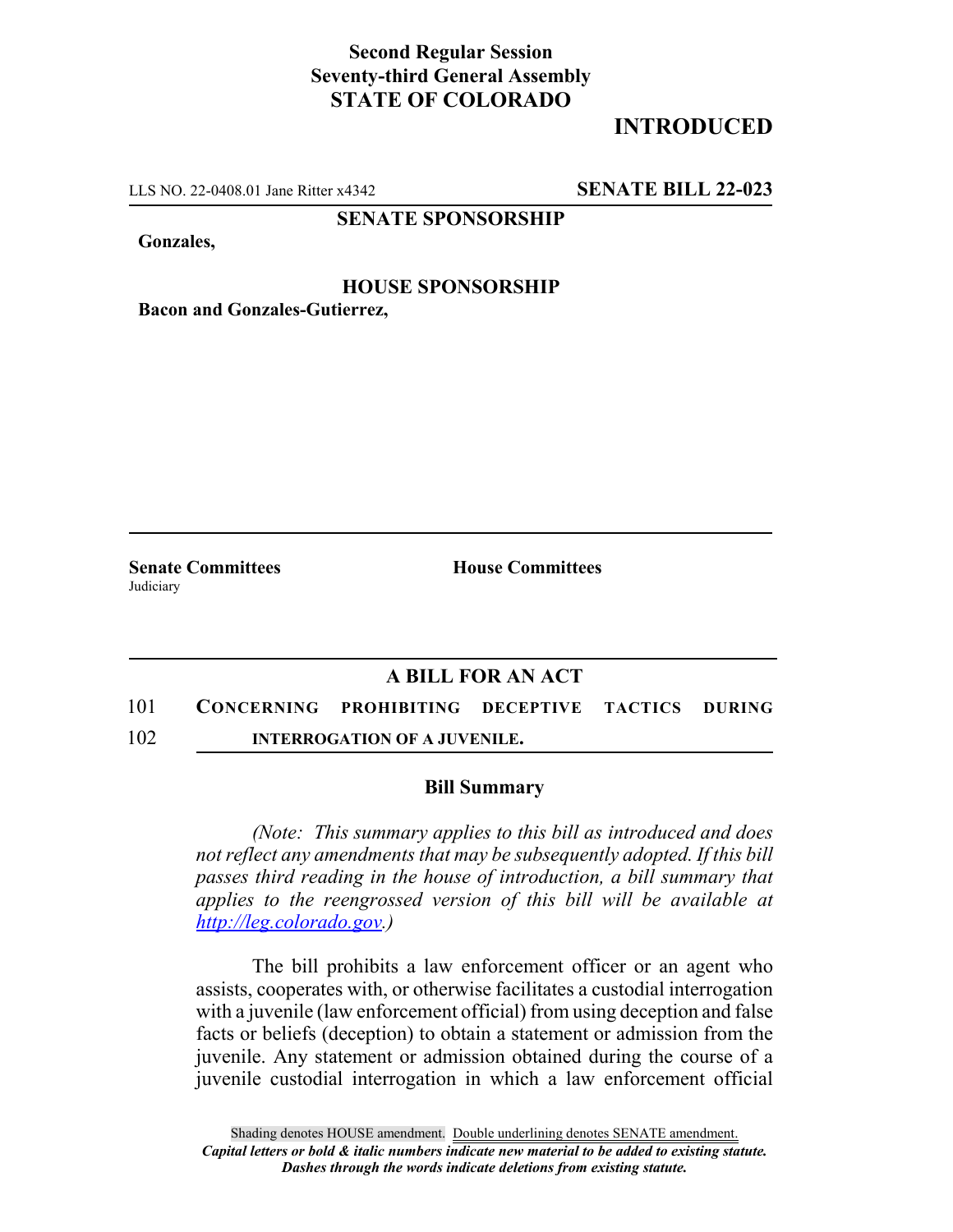**Second Regular Session**
**Seventy-third General Assembly**
**STATE OF COLORADO**

# INTRODUCED

LLS NO. 22-0408.01 Jane Ritter x4342 **SENATE BILL 22-023**

**SENATE SPONSORSHIP**

**Gonzales,**

**HOUSE SPONSORSHIP**

**Bacon and Gonzales-Gutierrez,**

**Senate Committees**
Judiciary

**House Committees**

## A BILL FOR AN ACT

101 **CONCERNING PROHIBITING DECEPTIVE TACTICS DURING**
102 **INTERROGATION OF A JUVENILE.**

### Bill Summary

*(Note: This summary applies to this bill as introduced and does not reflect any amendments that may be subsequently adopted. If this bill passes third reading in the house of introduction, a bill summary that applies to the reengrossed version of this bill will be available at http://leg.colorado.gov.)*

The bill prohibits a law enforcement officer or an agent who assists, cooperates with, or otherwise facilitates a custodial interrogation with a juvenile (law enforcement official) from using deception and false facts or beliefs (deception) to obtain a statement or admission from the juvenile. Any statement or admission obtained during the course of a juvenile custodial interrogation in which a law enforcement official

Shading denotes HOUSE amendment. Double underlining denotes SENATE amendment.
*Capital letters or bold & italic numbers indicate new material to be added to existing statute.*
*Dashes through the words indicate deletions from existing statute.*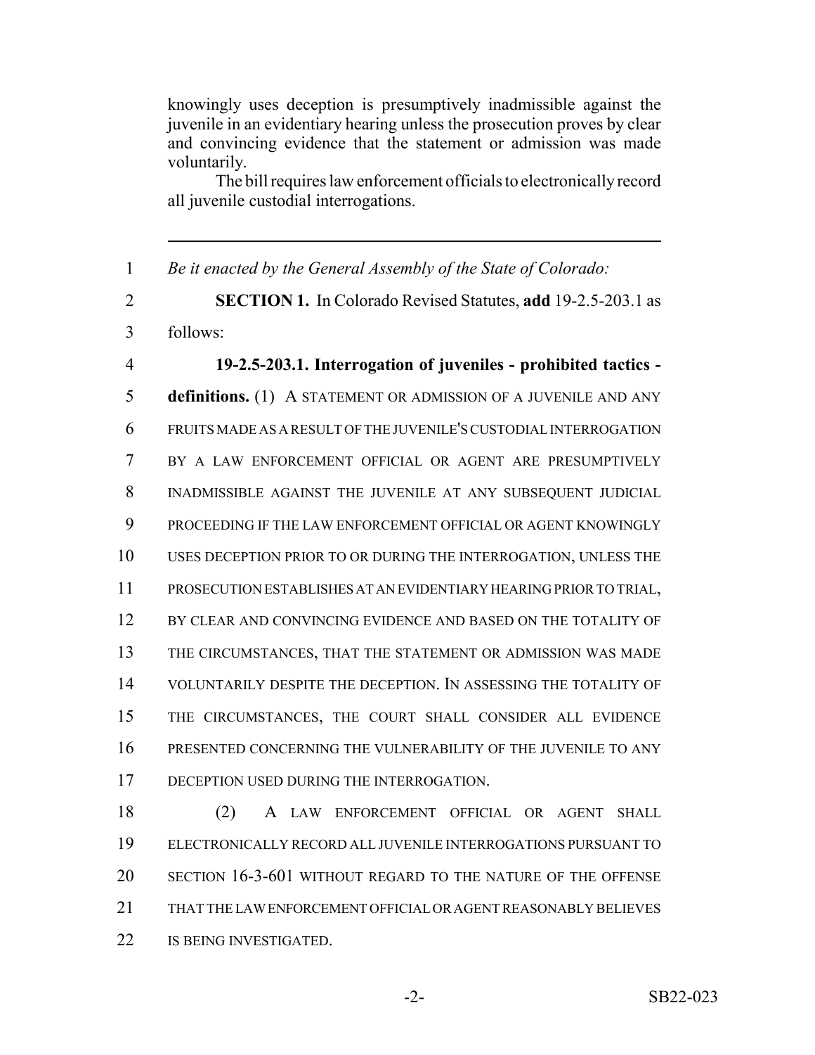knowingly uses deception is presumptively inadmissible against the juvenile in an evidentiary hearing unless the prosecution proves by clear and convincing evidence that the statement or admission was made voluntarily.

The bill requires law enforcement officials to electronically record all juvenile custodial interrogations.

---

1 *Be it enacted by the General Assembly of the State of Colorado:*

2 **SECTION 1.** In Colorado Revised Statutes, **add** 19-2.5-203.1 as
3 follows:

4 **19-2.5-203.1. Interrogation of juveniles - prohibited tactics -**
5 **definitions.** (1) A STATEMENT OR ADMISSION OF A JUVENILE AND ANY
6 FRUITS MADE AS A RESULT OF THE JUVENILE'S CUSTODIAL INTERROGATION
7 BY A LAW ENFORCEMENT OFFICIAL OR AGENT ARE PRESUMPTIVELY
8 INADMISSIBLE AGAINST THE JUVENILE AT ANY SUBSEQUENT JUDICIAL
9 PROCEEDING IF THE LAW ENFORCEMENT OFFICIAL OR AGENT KNOWINGLY
10 USES DECEPTION PRIOR TO OR DURING THE INTERROGATION, UNLESS THE
11 PROSECUTION ESTABLISHES AT AN EVIDENTIARY HEARING PRIOR TO TRIAL,
12 BY CLEAR AND CONVINCING EVIDENCE AND BASED ON THE TOTALITY OF
13 THE CIRCUMSTANCES, THAT THE STATEMENT OR ADMISSION WAS MADE
14 VOLUNTARILY DESPITE THE DECEPTION. IN ASSESSING THE TOTALITY OF
15 THE CIRCUMSTANCES, THE COURT SHALL CONSIDER ALL EVIDENCE
16 PRESENTED CONCERNING THE VULNERABILITY OF THE JUVENILE TO ANY
17 DECEPTION USED DURING THE INTERROGATION.

18 (2) A LAW ENFORCEMENT OFFICIAL OR AGENT SHALL
19 ELECTRONICALLY RECORD ALL JUVENILE INTERROGATIONS PURSUANT TO
20 SECTION 16-3-601 WITHOUT REGARD TO THE NATURE OF THE OFFENSE
21 THAT THE LAW ENFORCEMENT OFFICIAL OR AGENT REASONABLY BELIEVES
22 IS BEING INVESTIGATED.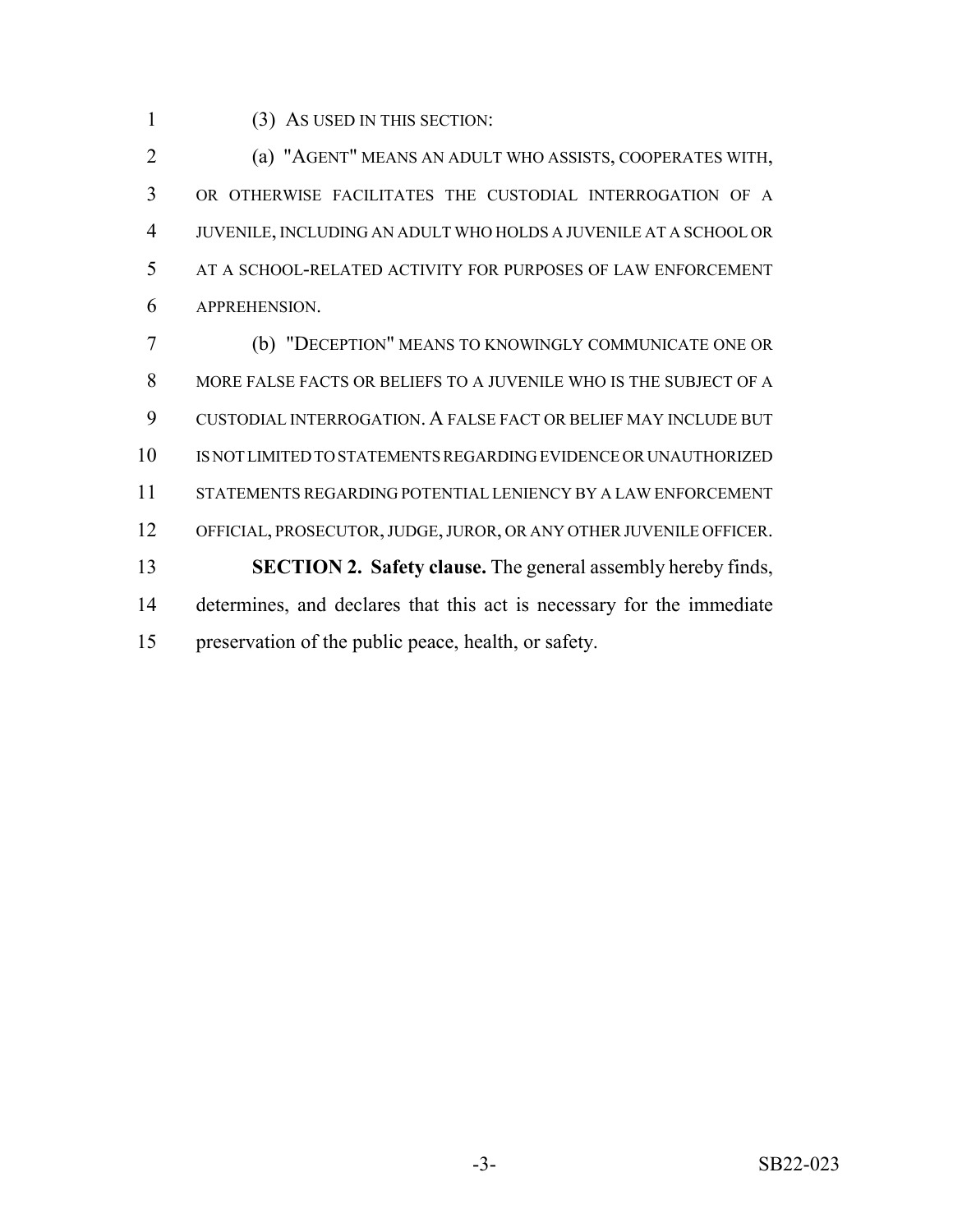(3) AS USED IN THIS SECTION:

(a) "AGENT" MEANS AN ADULT WHO ASSISTS, COOPERATES WITH, OR OTHERWISE FACILITATES THE CUSTODIAL INTERROGATION OF A JUVENILE, INCLUDING AN ADULT WHO HOLDS A JUVENILE AT A SCHOOL OR AT A SCHOOL-RELATED ACTIVITY FOR PURPOSES OF LAW ENFORCEMENT APPREHENSION.

(b) "DECEPTION" MEANS TO KNOWINGLY COMMUNICATE ONE OR MORE FALSE FACTS OR BELIEFS TO A JUVENILE WHO IS THE SUBJECT OF A CUSTODIAL INTERROGATION. A FALSE FACT OR BELIEF MAY INCLUDE BUT IS NOT LIMITED TO STATEMENTS REGARDING EVIDENCE OR UNAUTHORIZED STATEMENTS REGARDING POTENTIAL LENIENCY BY A LAW ENFORCEMENT OFFICIAL, PROSECUTOR, JUDGE, JUROR, OR ANY OTHER JUVENILE OFFICER.

**SECTION 2. Safety clause.** The general assembly hereby finds, determines, and declares that this act is necessary for the immediate preservation of the public peace, health, or safety.